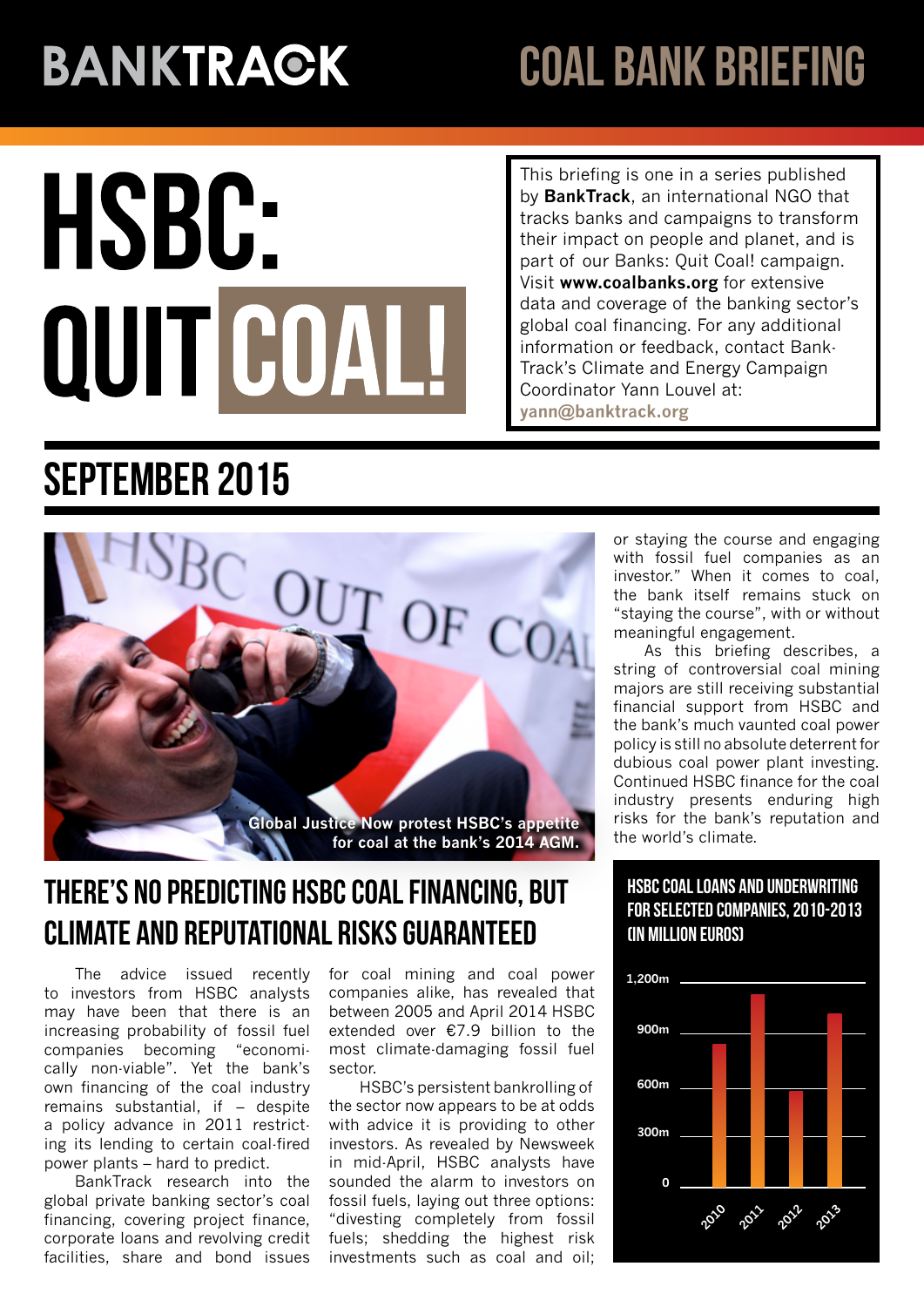BANKTRACK

# COAL BANK BRIEFING

# HSBC: QUIT COAL!

This briefing is one in a series published by **BankTrack**, an international NGO that tracks banks and campaigns to transform their impact on people and planet, and is part of our Banks: Quit Coal! campaign. Visit **www.coalbanks.org** for extensive data and coverage of the banking sector's global coal financing. For any additional information or feedback, contact BankTrack's Climate and Energy Campaign Coordinator Yann Louvel at: yann@banktrack.org

## SEPTEMBER 2015

Global Justice Now protest HSBC's appetite for coal at the bank's 2014 AGM.

## THERE'S NO PREDICTING HSBC COAL FINANCING, BUT CLIMATE AND REPUTATIONAL RISKS GUARANTEED

The advice issued recently to investors from HSBC analysts may have been that there is an increasing probability of fossil fuel companies becoming "economically non-viable". Yet the bank's own financing of the coal industry remains substantial, if – despite a policy advance in 2011 restricting its lending to certain coal-fired power plants – hard to predict.

BankTrack research into the global private banking sector's coal financing, covering project finance, corporate loans and revolving credit facilities, share and bond issues for coal mining and coal power companies alike, has revealed that between 2005 and April 2014 HSBC extended over €7.9 billion to the most climate-damaging fossil fuel sector.

HSBC's persistent bankrolling of the sector now appears to be at odds with advice it is providing to other investors. As revealed by Newsweek in mid-April, HSBC analysts have sounded the alarm to investors on fossil fuels, laying out three options: "divesting completely from fossil fuels; shedding the highest risk investments such as coal and oil; or staying the course and engaging with fossil fuel companies as an investor." When it comes to coal, the bank itself remains stuck on "staying the course", with or without meaningful engagement.

As this briefing describes, a string of controversial coal mining majors are still receiving substantial financial support from HSBC and the bank's much vaunted coal power policy is still no absolute deterrent for dubious coal power plant investing. Continued HSBC finance for the coal industry presents enduring high risks for the bank's reputation and the world's climate.

### HSBC COAL LOANS AND UNDERWRITING FOR SELECTED COMPANIES, 2010-2013 (IN MILLION EUROS)

(Bar chart; y-axis: 0, 300m, 600m, 900m, 1,200m; x-axis: 2010, 2011, 2012, 2013)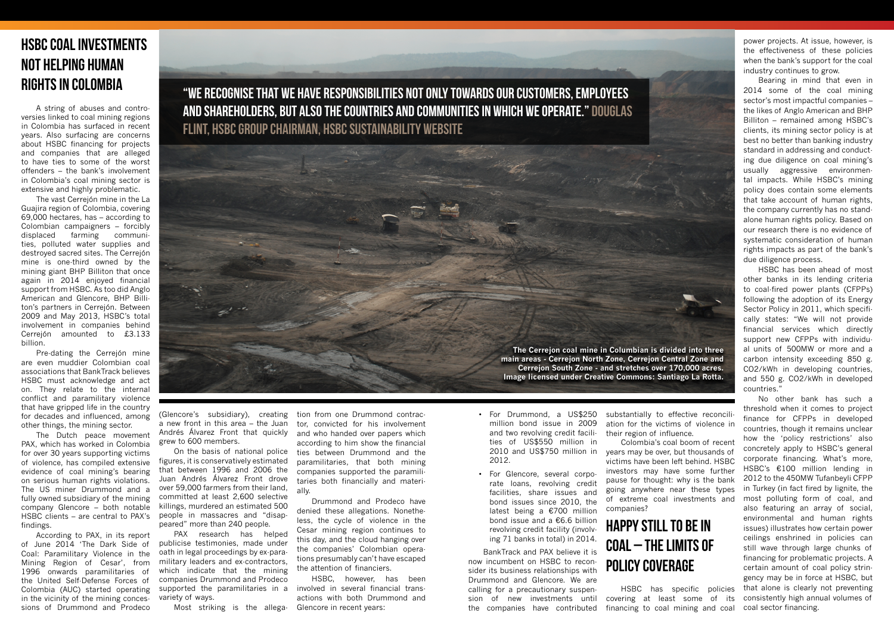# HSBC COAL INVESTMENTS NOT HELPING HUMAN RIGHTS IN COLOMBIA

A string of abuses and controversies linked to coal mining regions in Colombia has surfaced in recent years. Also surfacing are concerns about HSBC financing for projects and companies that are alleged to have ties to some of the worst offenders – the bank's involvement in Colombia's coal mining sector is extensive and highly problematic.

The vast Cerrejón mine in the La Guajira region of Colombia, covering 69,000 hectares, has – according to Colombian campaigners – forcibly displaced farming communities, polluted water supplies and destroyed sacred sites. The Cerrejón mine is one-third owned by the mining giant BHP Billiton that once again in 2014 enjoyed financial support from HSBC. As too did Anglo American and Glencore, BHP Billiton's partners in Cerrejón. Between 2009 and May 2013, HSBC's total involvement in companies behind Cerrejón amounted to £3.133 billion.

Pre-dating the Cerrejón mine are even muddier Colombian coal associations that BankTrack believes HSBC must acknowledge and act on. They relate to the internal conflict and paramilitary violence that have gripped life in the country for decades and influenced, among other things, the mining sector.

The Dutch peace movement PAX, which has worked in Colombia for over 30 years supporting victims of violence, has compiled extensive evidence of coal mining's bearing on serious human rights violations. The US miner Drummond and a fully owned subsidiary of the mining company Glencore – both notable HSBC clients – are central to PAX's findings.

According to PAX, in its report of June 2014 'The Dark Side of Coal: Paramilitary Violence in the Mining Region of Cesar', from 1996 onwards paramilitaries of the United Self-Defense Forces of Colombia (AUC) started operating in the vicinity of the mining concessions of Drummond and Prodeco (Glencore's subsidiary), creating a new front in this area – the Juan Andrés Álvarez Front that quickly grew to 600 members.

On the basis of national police figures, it is conservatively estimated that between 1996 and 2006 the Juan Andrés Álvarez Front drove over 59,000 farmers from their land, committed at least 2,600 selective killings, murdered an estimated 500 people in massacres and "disappeared" more than 240 people.

PAX research has helped publicise testimonies, made under oath in legal proceedings by ex-paramilitary leaders and ex-contractors, which indicate that the mining companies Drummond and Prodeco supported the paramilitaries in a variety of ways.

Most striking is the allegation from one Drummond contractor, convicted for his involvement and who handed over papers which according to him show the financial ties between Drummond and the paramilitaries, that both mining companies supported the paramilitaries both financially and materially.

Drummond and Prodeco have denied these allegations. Nonetheless, the cycle of violence in the Cesar mining region continues to this day, and the cloud hanging over the companies' Colombian operations presumably can't have escaped the attention of financiers.

HSBC, however, has been involved in several financial transactions with both Drummond and Glencore in recent years:

> **"WE RECOGNISE THAT WE HAVE RESPONSIBILITIES NOT ONLY TOWARDS OUR CUSTOMERS, EMPLOYEES AND SHAREHOLDERS, BUT ALSO THE COUNTRIES AND COMMUNITIES IN WHICH WE OPERATE." DOUGLAS FLINT, HSBC GROUP CHAIRMAN, HSBC SUSTAINABILITY WEBSITE**

The Cerrejon coal mine in Columbian is divided into three main areas - Cerrejon North Zone, Cerrejon Central Zone and Cerrejon South Zone - and stretches over 170,000 acres. Image licensed under Creative Commons: Santiago La Rotta.

- For Drummond, a US$250 million bond issue in 2009 and two revolving credit facilities of US$550 million in 2010 and US$750 million in 2012.
- For Glencore, several corporate loans, revolving credit facilities, share issues and bond issues since 2010, the latest being a €700 million bond issue and a €6.6 billion revolving credit facility (involving 71 banks in total) in 2014.

BankTrack and PAX believe it is now incumbent on HSBC to reconsider its business relationships with Drummond and Glencore. We are calling for a precautionary suspension of new investments until the companies have contributed substantially to effective reconciliation for the victims of violence in their region of influence.

Colombia's coal boom of recent years may be over, but thousands of victims have been left behind. HSBC investors may have some further pause for thought: why is the bank going anywhere near these types of extreme coal investments and companies?

## HAPPY STILL TO BE IN COAL – THE LIMITS OF POLICY COVERAGE

HSBC has specific policies covering at least some of its financing to coal mining and coal power projects. At issue, however, is the effectiveness of these policies when the bank's support for the coal industry continues to grow.

Bearing in mind that even in 2014 some of the coal mining sector's most impactful companies – the likes of Anglo American and BHP Billiton – remained among HSBC's clients, its mining sector policy is at best no better than banking industry standard in addressing and conducting due diligence on coal mining's usually aggressive environmental impacts. While HSBC's mining policy does contain some elements that take account of human rights, the company currently has no standalone human rights policy. Based on our research there is no evidence of systematic consideration of human rights impacts as part of the bank's due diligence process.

HSBC has been ahead of most other banks in its lending criteria to coal-fired power plants (CFPPs) following the adoption of its Energy Sector Policy in 2011, which specifically states: "We will not provide financial services which directly support new CFPPs with individual units of 500MW or more and a carbon intensity exceeding 850 g. $CO_2$/kWh in developing countries, and 550 g. $CO_2$/kWh in developed countries."

No other bank has such a threshold when it comes to project finance for CFPPs in developed countries, though it remains unclear how the 'policy restrictions' also concretely apply to HSBC's general corporate financing. What's more, HSBC's €100 million lending in 2012 to the 450MW Tufanbeyli CFPP in Turkey (in fact fired by lignite, the most polluting form of coal, and also featuring an array of social, environmental and human rights issues) illustrates how certain power ceilings enshrined in policies can still wave through large chunks of financing for problematic projects. A certain amount of coal policy stringency may be in force at HSBC, but that alone is clearly not preventing consistently high annual volumes of coal sector financing.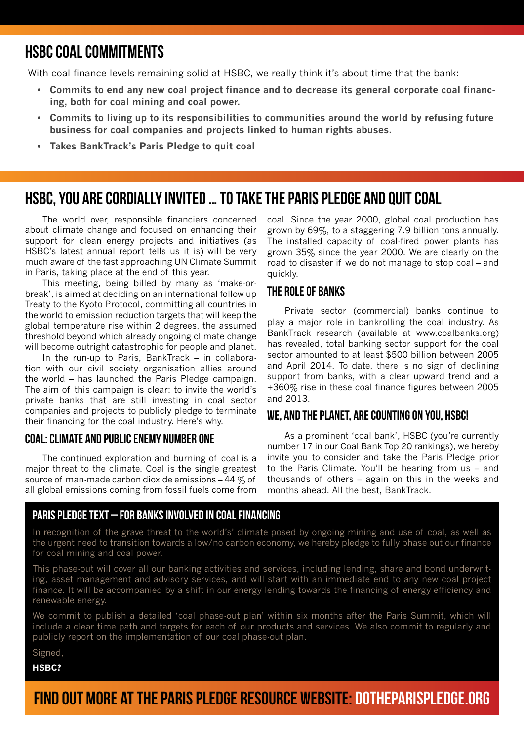## HSBC COAL COMMITMENTS

With coal finance levels remaining solid at HSBC, we really think it's about time that the bank:

- **Commits to end any new coal project finance and to decrease its general corporate coal financing, both for coal mining and coal power.**
- **Commits to living up to its responsibilities to communities around the world by refusing future business for coal companies and projects linked to human rights abuses.**
- **Takes BankTrack's Paris Pledge to quit coal**

## HSBC, YOU ARE CORDIALLY INVITED ... TO TAKE THE PARIS PLEDGE AND QUIT COAL

The world over, responsible financiers concerned about climate change and focused on enhancing their support for clean energy projects and initiatives (as HSBC's latest annual report tells us it is) will be very much aware of the fast approaching UN Climate Summit in Paris, taking place at the end of this year.

This meeting, being billed by many as 'make-or-break', is aimed at deciding on an international follow up Treaty to the Kyoto Protocol, committing all countries in the world to emission reduction targets that will keep the global temperature rise within 2 degrees, the assumed threshold beyond which already ongoing climate change will become outright catastrophic for people and planet.

In the run-up to Paris, BankTrack – in collaboration with our civil society organisation allies around the world – has launched the Paris Pledge campaign. The aim of this campaign is clear: to invite the world's private banks that are still investing in coal sector companies and projects to publicly pledge to terminate their financing for the coal industry. Here's why.

### COAL: CLIMATE AND PUBLIC ENEMY NUMBER ONE

The continued exploration and burning of coal is a major threat to the climate. Coal is the single greatest source of man-made carbon dioxide emissions – 44 % of all global emissions coming from fossil fuels come from coal. Since the year 2000, global coal production has grown by 69%, to a staggering 7.9 billion tons annually. The installed capacity of coal-fired power plants has grown 35% since the year 2000. We are clearly on the road to disaster if we do not manage to stop coal – and quickly.

### THE ROLE OF BANKS

Private sector (commercial) banks continue to play a major role in bankrolling the coal industry. As BankTrack research (available at www.coalbanks.org) has revealed, total banking sector support for the coal sector amounted to at least $500 billion between 2005 and April 2014. To date, there is no sign of declining support from banks, with a clear upward trend and a +360% rise in these coal finance figures between 2005 and 2013.

### WE, AND THE PLANET, ARE COUNTING ON YOU, HSBC!

As a prominent 'coal bank', HSBC (you're currently number 17 in our Coal Bank Top 20 rankings), we hereby invite you to consider and take the Paris Pledge prior to the Paris Climate. You'll be hearing from us – and thousands of others – again on this in the weeks and months ahead. All the best, BankTrack.

### PARIS PLEDGE TEXT – FOR BANKS INVOLVED IN COAL FINANCING

In recognition of the grave threat to the world's' climate posed by ongoing mining and use of coal, as well as the urgent need to transition towards a low/no carbon economy, we hereby pledge to fully phase out our finance for coal mining and coal power.

This phase-out will cover all our banking activities and services, including lending, share and bond underwriting, asset management and advisory services, and will start with an immediate end to any new coal project finance. It will be accompanied by a shift in our energy lending towards the financing of energy efficiency and renewable energy.

We commit to publish a detailed 'coal phase-out plan' within six months after the Paris Summit, which will include a clear time path and targets for each of our products and services. We also commit to regularly and publicly report on the implementation of our coal phase-out plan.

Signed,

**HSBC?**

## FIND OUT MORE AT THE PARIS PLEDGE RESOURCE WEBSITE: DOTHEPARISPLEDGE.ORG